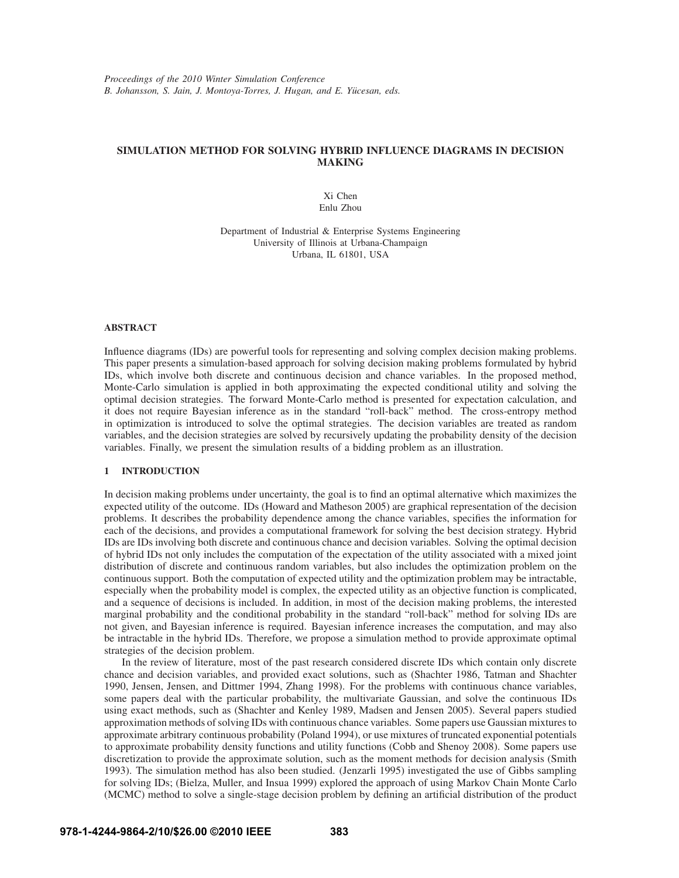*Proceedings of the 2010 Winter Simulation Conference*
*B. Johansson, S. Jain, J. Montoya-Torres, J. Hugan, and E. Yücesan, eds.*

# SIMULATION METHOD FOR SOLVING HYBRID INFLUENCE DIAGRAMS IN DECISION MAKING

Xi Chen
Enlu Zhou

Department of Industrial & Enterprise Systems Engineering
University of Illinois at Urbana-Champaign
Urbana, IL 61801, USA

## ABSTRACT

Influence diagrams (IDs) are powerful tools for representing and solving complex decision making problems. This paper presents a simulation-based approach for solving decision making problems formulated by hybrid IDs, which involve both discrete and continuous decision and chance variables. In the proposed method, Monte-Carlo simulation is applied in both approximating the expected conditional utility and solving the optimal decision strategies. The forward Monte-Carlo method is presented for expectation calculation, and it does not require Bayesian inference as in the standard "roll-back" method. The cross-entropy method in optimization is introduced to solve the optimal strategies. The decision variables are treated as random variables, and the decision strategies are solved by recursively updating the probability density of the decision variables. Finally, we present the simulation results of a bidding problem as an illustration.

## 1 INTRODUCTION

In decision making problems under uncertainty, the goal is to find an optimal alternative which maximizes the expected utility of the outcome. IDs (Howard and Matheson 2005) are graphical representation of the decision problems. It describes the probability dependence among the chance variables, specifies the information for each of the decisions, and provides a computational framework for solving the best decision strategy. Hybrid IDs are IDs involving both discrete and continuous chance and decision variables. Solving the optimal decision of hybrid IDs not only includes the computation of the expectation of the utility associated with a mixed joint distribution of discrete and continuous random variables, but also includes the optimization problem on the continuous support. Both the computation of expected utility and the optimization problem may be intractable, especially when the probability model is complex, the expected utility as an objective function is complicated, and a sequence of decisions is included. In addition, in most of the decision making problems, the interested marginal probability and the conditional probability in the standard "roll-back" method for solving IDs are not given, and Bayesian inference is required. Bayesian inference increases the computation, and may also be intractable in the hybrid IDs. Therefore, we propose a simulation method to provide approximate optimal strategies of the decision problem.

In the review of literature, most of the past research considered discrete IDs which contain only discrete chance and decision variables, and provided exact solutions, such as (Shachter 1986, Tatman and Shachter 1990, Jensen, Jensen, and Dittmer 1994, Zhang 1998). For the problems with continuous chance variables, some papers deal with the particular probability, the multivariate Gaussian, and solve the continuous IDs using exact methods, such as (Shachter and Kenley 1989, Madsen and Jensen 2005). Several papers studied approximation methods of solving IDs with continuous chance variables. Some papers use Gaussian mixtures to approximate arbitrary continuous probability (Poland 1994), or use mixtures of truncated exponential potentials to approximate probability density functions and utility functions (Cobb and Shenoy 2008). Some papers use discretization to provide the approximate solution, such as the moment methods for decision analysis (Smith 1993). The simulation method has also been studied. (Jenzarli 1995) investigated the use of Gibbs sampling for solving IDs; (Bielza, Muller, and Insua 1999) explored the approach of using Markov Chain Monte Carlo (MCMC) method to solve a single-stage decision problem by defining an artificial distribution of the product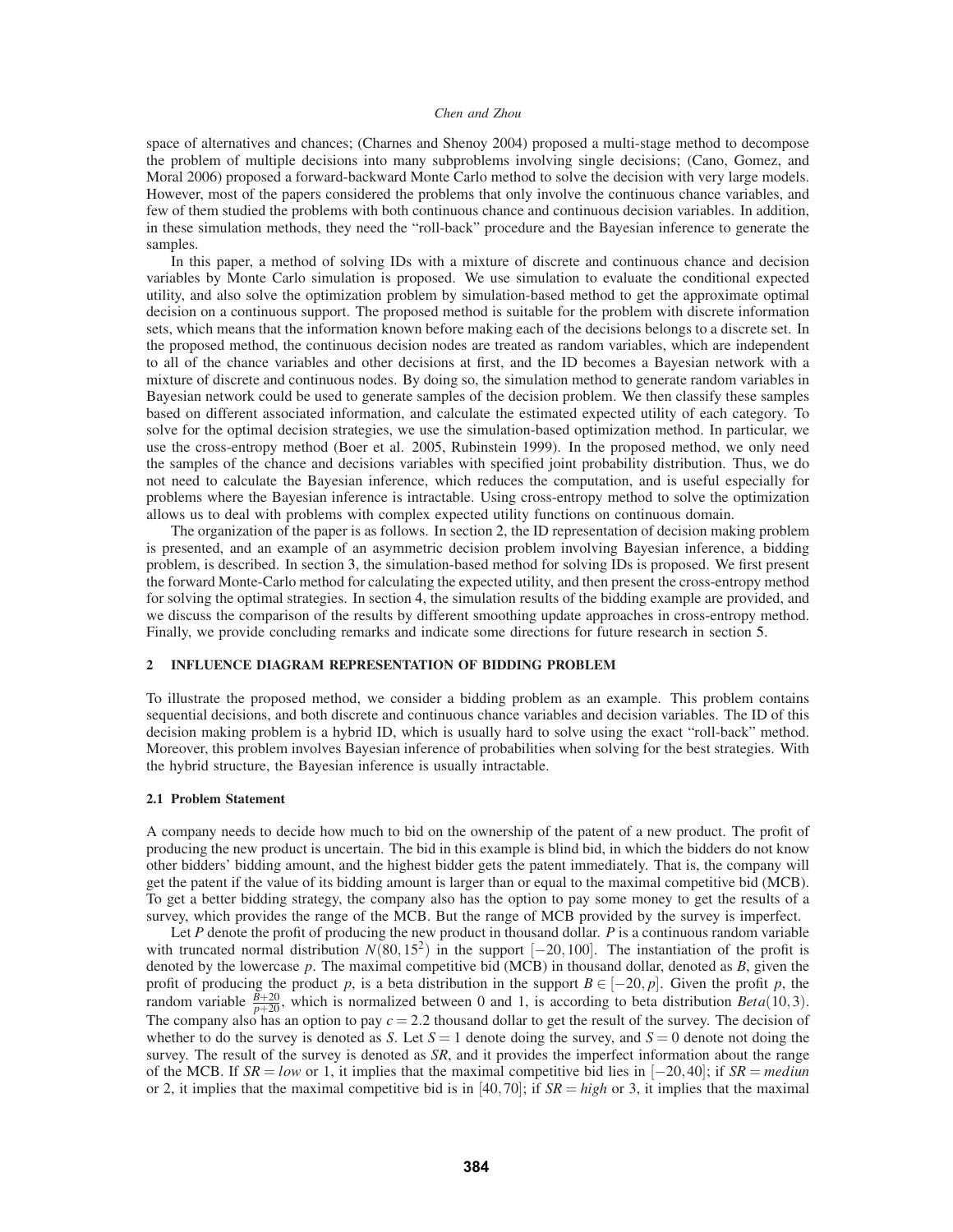space of alternatives and chances; (Charnes and Shenoy 2004) proposed a multi-stage method to decompose the problem of multiple decisions into many subproblems involving single decisions; (Cano, Gomez, and Moral 2006) proposed a forward-backward Monte Carlo method to solve the decision with very large models. However, most of the papers considered the problems that only involve the continuous chance variables, and few of them studied the problems with both continuous chance and continuous decision variables. In addition, in these simulation methods, they need the "roll-back" procedure and the Bayesian inference to generate the samples.

In this paper, a method of solving IDs with a mixture of discrete and continuous chance and decision variables by Monte Carlo simulation is proposed. We use simulation to evaluate the conditional expected utility, and also solve the optimization problem by simulation-based method to get the approximate optimal decision on a continuous support. The proposed method is suitable for the problem with discrete information sets, which means that the information known before making each of the decisions belongs to a discrete set. In the proposed method, the continuous decision nodes are treated as random variables, which are independent to all of the chance variables and other decisions at first, and the ID becomes a Bayesian network with a mixture of discrete and continuous nodes. By doing so, the simulation method to generate random variables in Bayesian network could be used to generate samples of the decision problem. We then classify these samples based on different associated information, and calculate the estimated expected utility of each category. To solve for the optimal decision strategies, we use the simulation-based optimization method. In particular, we use the cross-entropy method (Boer et al. 2005, Rubinstein 1999). In the proposed method, we only need the samples of the chance and decisions variables with specified joint probability distribution. Thus, we do not need to calculate the Bayesian inference, which reduces the computation, and is useful especially for problems where the Bayesian inference is intractable. Using cross-entropy method to solve the optimization allows us to deal with problems with complex expected utility functions on continuous domain.

The organization of the paper is as follows. In section 2, the ID representation of decision making problem is presented, and an example of an asymmetric decision problem involving Bayesian inference, a bidding problem, is described. In section 3, the simulation-based method for solving IDs is proposed. We first present the forward Monte-Carlo method for calculating the expected utility, and then present the cross-entropy method for solving the optimal strategies. In section 4, the simulation results of the bidding example are provided, and we discuss the comparison of the results by different smoothing update approaches in cross-entropy method. Finally, we provide concluding remarks and indicate some directions for future research in section 5.

## 2 INFLUENCE DIAGRAM REPRESENTATION OF BIDDING PROBLEM

To illustrate the proposed method, we consider a bidding problem as an example. This problem contains sequential decisions, and both discrete and continuous chance variables and decision variables. The ID of this decision making problem is a hybrid ID, which is usually hard to solve using the exact "roll-back" method. Moreover, this problem involves Bayesian inference of probabilities when solving for the best strategies. With the hybrid structure, the Bayesian inference is usually intractable.

### 2.1 Problem Statement

A company needs to decide how much to bid on the ownership of the patent of a new product. The profit of producing the new product is uncertain. The bid in this example is blind bid, in which the bidders do not know other bidders' bidding amount, and the highest bidder gets the patent immediately. That is, the company will get the patent if the value of its bidding amount is larger than or equal to the maximal competitive bid (MCB). To get a better bidding strategy, the company also has the option to pay some money to get the results of a survey, which provides the range of the MCB. But the range of MCB provided by the survey is imperfect.

Let $P$ denote the profit of producing the new product in thousand dollar. $P$ is a continuous random variable with truncated normal distribution $N(80, 15^2)$ in the support $[-20, 100]$. The instantiation of the profit is denoted by the lowercase $p$. The maximal competitive bid (MCB) in thousand dollar, denoted as $B$, given the profit of producing the product $p$, is a beta distribution in the support $B \in [-20, p]$. Given the profit $p$, the random variable $\frac{B+20}{p+20}$, which is normalized between 0 and 1, is according to beta distribution $Beta(10, 3)$. The company also has an option to pay $c = 2.2$ thousand dollar to get the result of the survey. The decision of whether to do the survey is denoted as $S$. Let $S = 1$ denote doing the survey, and $S = 0$ denote not doing the survey. The result of the survey is denoted as $SR$, and it provides the imperfect information about the range of the MCB. If $SR = low$ or 1, it implies that the maximal competitive bid lies in $[-20, 40]$; if $SR = mediun$ or 2, it implies that the maximal competitive bid is in $[40, 70]$; if $SR = high$ or 3, it implies that the maximal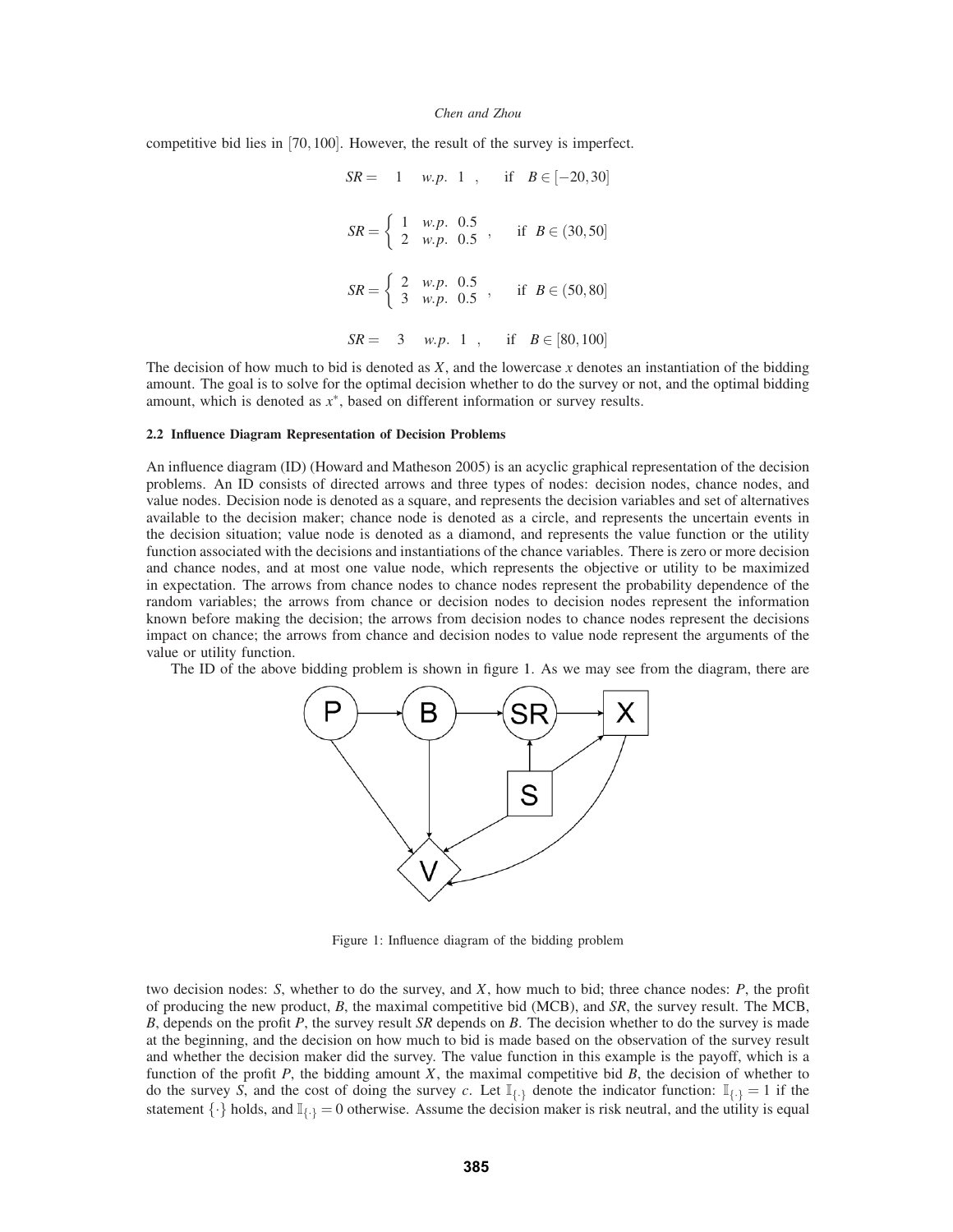competitive bid lies in $[70,100]$. However, the result of the survey is imperfect.

$$SR = 1 \quad w.p. \;\; 1 \;, \qquad \text{if} \quad B \in [-20,30]$$

$$SR = \begin{cases} 1 & w.p. \;\; 0.5 \\ 2 & w.p. \;\; 0.5 \end{cases}, \qquad \text{if} \quad B \in (30,50]$$

$$SR = \begin{cases} 2 & w.p. \;\; 0.5 \\ 3 & w.p. \;\; 0.5 \end{cases}, \qquad \text{if} \quad B \in (50,80]$$

$$SR = 3 \quad w.p. \;\; 1 \;, \qquad \text{if} \quad B \in [80,100]$$

The decision of how much to bid is denoted as $X$, and the lowercase $x$ denotes an instantiation of the bidding amount. The goal is to solve for the optimal decision whether to do the survey or not, and the optimal bidding amount, which is denoted as $x^*$, based on different information or survey results.

### 2.2 Influence Diagram Representation of Decision Problems

An influence diagram (ID) (Howard and Matheson 2005) is an acyclic graphical representation of the decision problems. An ID consists of directed arrows and three types of nodes: decision nodes, chance nodes, and value nodes. Decision node is denoted as a square, and represents the decision variables and set of alternatives available to the decision maker; chance node is denoted as a circle, and represents the uncertain events in the decision situation; value node is denoted as a diamond, and represents the value function or the utility function associated with the decisions and instantiations of the chance variables. There is zero or more decision and chance nodes, and at most one value node, which represents the objective or utility to be maximized in expectation. The arrows from chance nodes to chance nodes represent the probability dependence of the random variables; the arrows from chance or decision nodes to decision nodes represent the information known before making the decision; the arrows from decision nodes to chance nodes represent the decisions impact on chance; the arrows from chance and decision nodes to value node represent the arguments of the value or utility function.

The ID of the above bidding problem is shown in figure 1. As we may see from the diagram, there are

Figure 1: Influence diagram of the bidding problem

two decision nodes: $S$, whether to do the survey, and $X$, how much to bid; three chance nodes: $P$, the profit of producing the new product, $B$, the maximal competitive bid (MCB), and $SR$, the survey result. The MCB, $B$, depends on the profit $P$, the survey result $SR$ depends on $B$. The decision whether to do the survey is made at the beginning, and the decision on how much to bid is made based on the observation of the survey result and whether the decision maker did the survey. The value function in this example is the payoff, which is a function of the profit $P$, the bidding amount $X$, the maximal competitive bid $B$, the decision of whether to do the survey $S$, and the cost of doing the survey $c$. Let $\mathbb{I}_{\{\cdot\}}$ denote the indicator function: $\mathbb{I}_{\{\cdot\}} = 1$ if the statement $\{\cdot\}$ holds, and $\mathbb{I}_{\{\cdot\}} = 0$ otherwise. Assume the decision maker is risk neutral, and the utility is equal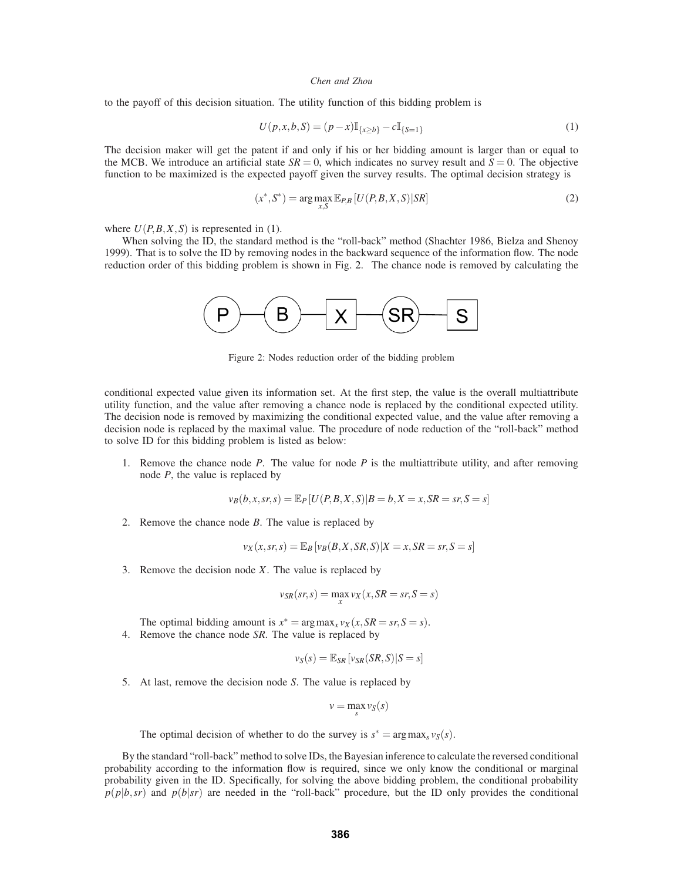to the payoff of this decision situation. The utility function of this bidding problem is

$$U(p,x,b,S) = (p-x)\mathbb{I}_{\{x \geq b\}} - c\mathbb{I}_{\{S=1\}} \tag{1}$$

The decision maker will get the patent if and only if his or her bidding amount is larger than or equal to the MCB. We introduce an artificial state $SR = 0$, which indicates no survey result and $S = 0$. The objective function to be maximized is the expected payoff given the survey results. The optimal decision strategy is

$$(x^*, S^*) = \arg\max_{x,S} \mathbb{E}_{P,B}\left[U(P,B,X,S)|SR\right] \tag{2}$$

where $U(P,B,X,S)$ is represented in (1).

When solving the ID, the standard method is the "roll-back" method (Shachter 1986, Bielza and Shenoy 1999). That is to solve the ID by removing nodes in the backward sequence of the information flow. The node reduction order of this bidding problem is shown in Fig. 2. The chance node is removed by calculating the

P — B — X — SR — S

Figure 2: Nodes reduction order of the bidding problem

conditional expected value given its information set. At the first step, the value is the overall multiattribute utility function, and the value after removing a chance node is replaced by the conditional expected utility. The decision node is removed by maximizing the conditional expected value, and the value after removing a decision node is replaced by the maximal value. The procedure of node reduction of the "roll-back" method to solve ID for this bidding problem is listed as below:

1. Remove the chance node $P$. The value for node $P$ is the multiattribute utility, and after removing node $P$, the value is replaced by

$$v_B(b,x,sr,s) = \mathbb{E}_P\left[U(P,B,X,S)|B=b, X=x, SR=sr, S=s\right]$$

2. Remove the chance node $B$. The value is replaced by

$$v_X(x,sr,s) = \mathbb{E}_B\left[v_B(B,X,SR,S)|X=x, SR=sr, S=s\right]$$

3. Remove the decision node $X$. The value is replaced by

$$v_{SR}(sr,s) = \max_x v_X(x, SR=sr, S=s)$$

   The optimal bidding amount is $x^* = \arg\max_x v_X(x, SR=sr, S=s)$.

4. Remove the chance node $SR$. The value is replaced by

$$v_S(s) = \mathbb{E}_{SR}\left[v_{SR}(SR,S)|S=s\right]$$

5. At last, remove the decision node $S$. The value is replaced by

$$v = \max_s v_S(s)$$

   The optimal decision of whether to do the survey is $s^* = \arg\max_s v_S(s)$.

By the standard "roll-back" method to solve IDs, the Bayesian inference to calculate the reversed conditional probability according to the information flow is required, since we only know the conditional or marginal probability given in the ID. Specifically, for solving the above bidding problem, the conditional probability $p(p|b,sr)$ and $p(b|sr)$ are needed in the "roll-back" procedure, but the ID only provides the conditional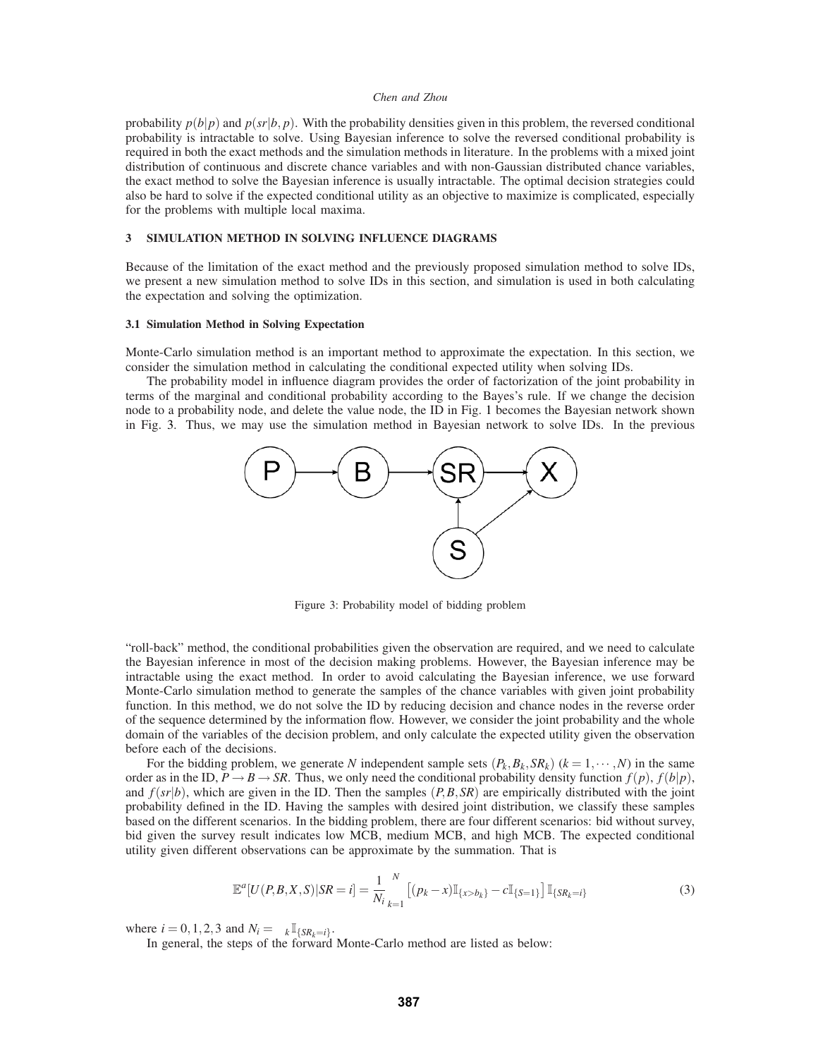probability $p(b|p)$ and $p(sr|b,p)$. With the probability densities given in this problem, the reversed conditional probability is intractable to solve. Using Bayesian inference to solve the reversed conditional probability is required in both the exact methods and the simulation methods in literature. In the problems with a mixed joint distribution of continuous and discrete chance variables and with non-Gaussian distributed chance variables, the exact method to solve the Bayesian inference is usually intractable. The optimal decision strategies could also be hard to solve if the expected conditional utility as an objective to maximize is complicated, especially for the problems with multiple local maxima.

## 3 SIMULATION METHOD IN SOLVING INFLUENCE DIAGRAMS

Because of the limitation of the exact method and the previously proposed simulation method to solve IDs, we present a new simulation method to solve IDs in this section, and simulation is used in both calculating the expectation and solving the optimization.

### 3.1 Simulation Method in Solving Expectation

Monte-Carlo simulation method is an important method to approximate the expectation. In this section, we consider the simulation method in calculating the conditional expected utility when solving IDs.

The probability model in influence diagram provides the order of factorization of the joint probability in terms of the marginal and conditional probability according to the Bayes's rule. If we change the decision node to a probability node, and delete the value node, the ID in Fig. 1 becomes the Bayesian network shown in Fig. 3. Thus, we may use the simulation method in Bayesian network to solve IDs. In the previous "roll-back" method, the conditional probabilities given the observation are required, and we need to calculate the Bayesian inference in most of the decision making problems. However, the Bayesian inference may be intractable using the exact method. In order to avoid calculating the Bayesian inference, we use forward Monte-Carlo simulation method to generate the samples of the chance variables with given joint probability function. In this method, we do not solve the ID by reducing decision and chance nodes in the reverse order of the sequence determined by the information flow. However, we consider the joint probability and the whole domain of the variables of the decision problem, and only calculate the expected utility given the observation before each of the decisions.

Figure 3: Probability model of bidding problem

For the bidding problem, we generate $N$ independent sample sets $(P_k, B_k, SR_k)$ $(k = 1, \cdots, N)$ in the same order as in the ID, $P \to B \to SR$. Thus, we only need the conditional probability density function $f(p)$, $f(b|p)$, and $f(sr|b)$, which are given in the ID. Then the samples $(P, B, SR)$ are empirically distributed with the joint probability defined in the ID. Having the samples with desired joint distribution, we classify these samples based on the different scenarios. In the bidding problem, there are four different scenarios: bid without survey, bid given the survey result indicates low MCB, medium MCB, and high MCB. The expected conditional utility given different observations can be approximate by the summation. That is

$$\mathbb{E}^a[U(P,B,X,S)|SR=i] = \frac{1}{N_i}\sum_{k=1}^{N}\left[(p_k - x)\mathbb{I}_{\{x>b_k\}} - c\mathbb{I}_{\{S=1\}}\right]\mathbb{I}_{\{SR_k=i\}} \tag{3}$$

where $i = 0,1,2,3$ and $N_i = \sum_k \mathbb{I}_{\{SR_k=i\}}$.

In general, the steps of the forward Monte-Carlo method are listed as below: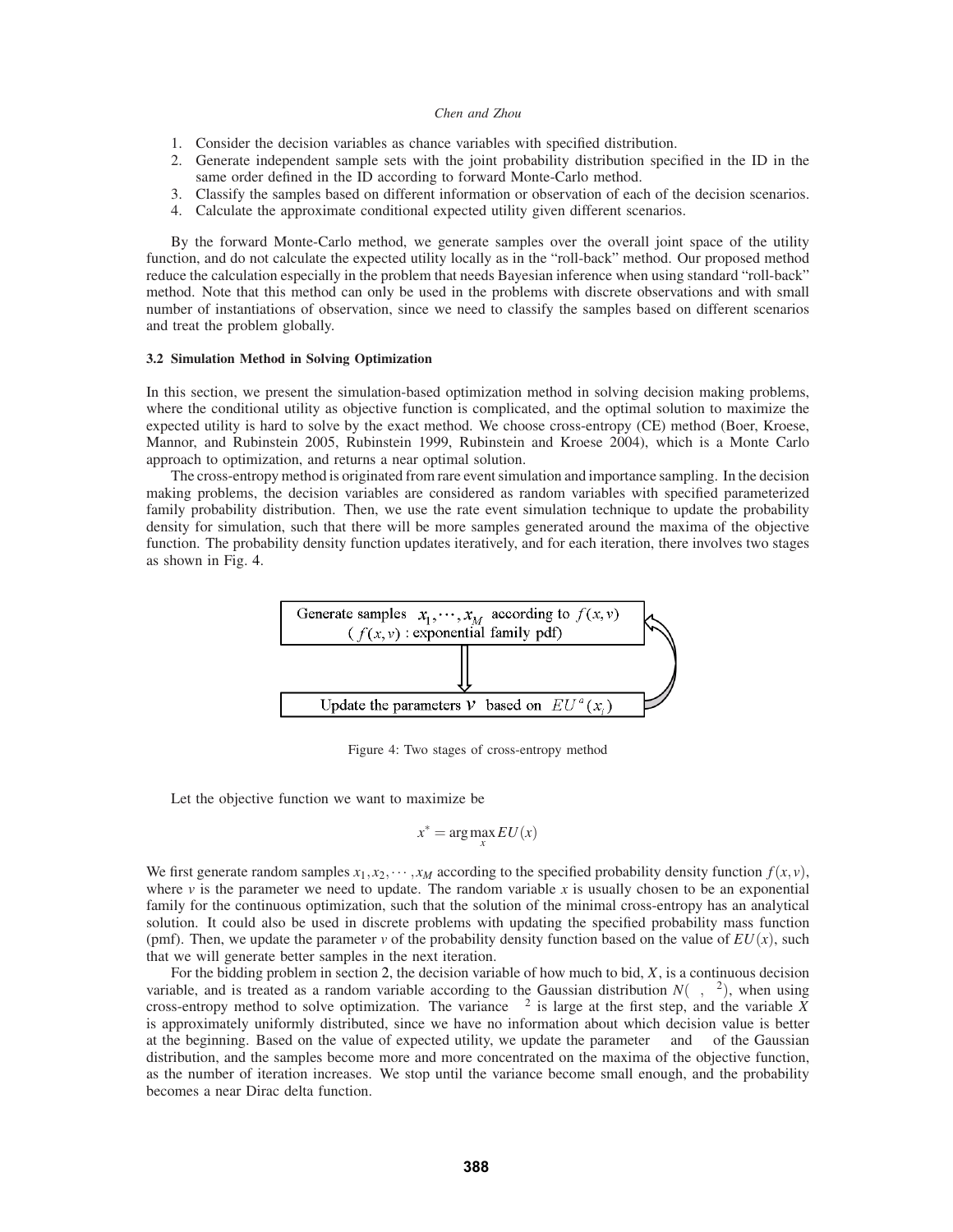1. Consider the decision variables as chance variables with specified distribution.
2. Generate independent sample sets with the joint probability distribution specified in the ID in the same order defined in the ID according to forward Monte-Carlo method.
3. Classify the samples based on different information or observation of each of the decision scenarios.
4. Calculate the approximate conditional expected utility given different scenarios.

By the forward Monte-Carlo method, we generate samples over the overall joint space of the utility function, and do not calculate the expected utility locally as in the "roll-back" method. Our proposed method reduce the calculation especially in the problem that needs Bayesian inference when using standard "roll-back" method. Note that this method can only be used in the problems with discrete observations and with small number of instantiations of observation, since we need to classify the samples based on different scenarios and treat the problem globally.

### 3.2 Simulation Method in Solving Optimization

In this section, we present the simulation-based optimization method in solving decision making problems, where the conditional utility as objective function is complicated, and the optimal solution to maximize the expected utility is hard to solve by the exact method. We choose cross-entropy (CE) method (Boer, Kroese, Mannor, and Rubinstein 2005, Rubinstein 1999, Rubinstein and Kroese 2004), which is a Monte Carlo approach to optimization, and returns a near optimal solution.

The cross-entropy method is originated from rare event simulation and importance sampling. In the decision making problems, the decision variables are considered as random variables with specified parameterized family probability distribution. Then, we use the rate event simulation technique to update the probability density for simulation, such that there will be more samples generated around the maxima of the objective function. The probability density function updates iteratively, and for each iteration, there involves two stages as shown in Fig. 4.

Generate samples $x_1, \cdots, x_M$ according to $f(x,v)$
($f(x,v)$ : exponential family pdf)

Update the parameters $v$ based on $EU^a(x_i)$

Figure 4: Two stages of cross-entropy method

Let the objective function we want to maximize be

$$x^* = \arg\max_x EU(x)$$

We first generate random samples $x_1, x_2, \cdots, x_M$ according to the specified probability density function $f(x,v)$, where $v$ is the parameter we need to update. The random variable $x$ is usually chosen to be an exponential family for the continuous optimization, such that the solution of the minimal cross-entropy has an analytical solution. It could also be used in discrete problems with updating the specified probability mass function (pmf). Then, we update the parameter $v$ of the probability density function based on the value of $EU(x)$, such that we will generate better samples in the next iteration.

For the bidding problem in section 2, the decision variable of how much to bid, $X$, is a continuous decision variable, and is treated as a random variable according to the Gaussian distribution $N(\mu, \sigma^2)$, when using cross-entropy method to solve optimization. The variance $\sigma^2$ is large at the first step, and the variable $X$ is approximately uniformly distributed, since we have no information about which decision value is better at the beginning. Based on the value of expected utility, we update the parameter $\mu$ and $\sigma$ of the Gaussian distribution, and the samples become more and more concentrated on the maxima of the objective function, as the number of iteration increases. We stop until the variance become small enough, and the probability becomes a near Dirac delta function.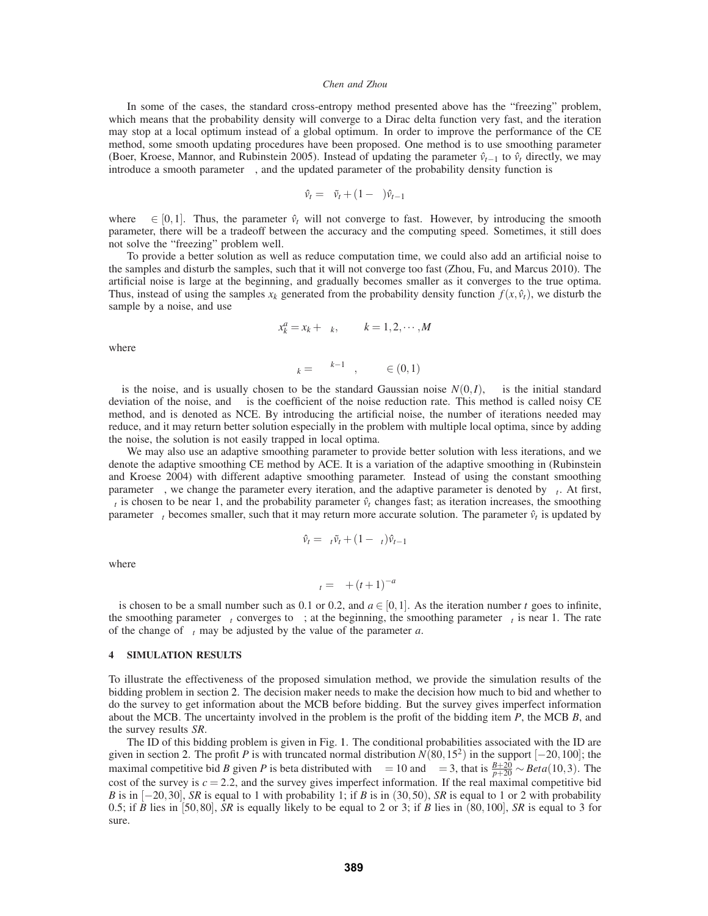In some of the cases, the standard cross-entropy method presented above has the "freezing" problem, which means that the probability density will converge to a Dirac delta function very fast, and the iteration may stop at a local optimum instead of a global optimum. In order to improve the performance of the CE method, some smooth updating procedures have been proposed. One method is to use smoothing parameter (Boer, Kroese, Mannor, and Rubinstein 2005). Instead of updating the parameter $\hat{v}_{t-1}$ to $\hat{v}_t$ directly, we may introduce a smooth parameter $\alpha$, and the updated parameter of the probability density function is

$$\hat{v}_t = \alpha\tilde{v}_t + (1-\alpha)\hat{v}_{t-1}$$

where $\alpha \in [0,1]$. Thus, the parameter $\hat{v}_t$ will not converge to fast. However, by introducing the smooth parameter, there will be a tradeoff between the accuracy and the computing speed. Sometimes, it still does not solve the "freezing" problem well.

To provide a better solution as well as reduce computation time, we could also add an artificial noise to the samples and disturb the samples, such that it will not converge too fast (Zhou, Fu, and Marcus 2010). The artificial noise is large at the beginning, and gradually becomes smaller as it converges to the true optima. Thus, instead of using the samples $x_k$ generated from the probability density function $f(x,\hat{v}_t)$, we disturb the sample by a noise, and use

$$x_k^a = x_k + \varepsilon_k, \qquad k = 1,2,\cdots,M$$

where

$$\varepsilon_k = \sigma\beta^{k-1}\varepsilon, \qquad \beta \in (0,1)$$

$\varepsilon$ is the noise, and is usually chosen to be the standard Gaussian noise $N(0,I)$, $\sigma$ is the initial standard deviation of the noise, and $\beta$ is the coefficient of the noise reduction rate. This method is called noisy CE method, and is denoted as NCE. By introducing the artificial noise, the number of iterations needed may reduce, and it may return better solution especially in the problem with multiple local optima, since by adding the noise, the solution is not easily trapped in local optima.

We may also use an adaptive smoothing parameter to provide better solution with less iterations, and we denote the adaptive smoothing CE method by ACE. It is a variation of the adaptive smoothing in (Rubinstein and Kroese 2004) with different adaptive smoothing parameter. Instead of using the constant smoothing parameter $\alpha$, we change the parameter every iteration, and the adaptive parameter is denoted by $\alpha_t$. At first, $\alpha_t$ is chosen to be near 1, and the probability parameter $\hat{v}_t$ changes fast; as iteration increases, the smoothing parameter $\alpha_t$ becomes smaller, such that it may return more accurate solution. The parameter $\hat{v}_t$ is updated by

$$\hat{v}_t = \alpha_t\tilde{v}_t + (1-\alpha_t)\hat{v}_{t-1}$$

where

$$\alpha_t = \alpha + (t+1)^{-a}$$

$\alpha$ is chosen to be a small number such as 0.1 or 0.2, and $a \in [0,1]$. As the iteration number $t$ goes to infinite, the smoothing parameter $\alpha_t$ converges to $\alpha$; at the beginning, the smoothing parameter $\alpha_t$ is near 1. The rate of the change of $\alpha_t$ may be adjusted by the value of the parameter $a$.

## 4 SIMULATION RESULTS

To illustrate the effectiveness of the proposed simulation method, we provide the simulation results of the bidding problem in section 2. The decision maker needs to make the decision how much to bid and whether to do the survey to get information about the MCB before bidding. But the survey gives imperfect information about the MCB. The uncertainty involved in the problem is the profit of the bidding item $P$, the MCB $B$, and the survey results $SR$.

The ID of this bidding problem is given in Fig. 1. The conditional probabilities associated with the ID are given in section 2. The profit $P$ is with truncated normal distribution $N(80,15^2)$ in the support $[-20,100]$; the maximal competitive bid $B$ given $P$ is beta distributed with $\alpha = 10$ and $\beta = 3$, that is $\frac{B+20}{p+20} \sim Beta(10,3)$. The cost of the survey is $c = 2.2$, and the survey gives imperfect information. If the real maximal competitive bid $B$ is in $[-20,30]$, $SR$ is equal to 1 with probability 1; if $B$ is in $(30,50)$, $SR$ is equal to 1 or 2 with probability 0.5; if $B$ lies in $[50,80]$, $SR$ is equally likely to be equal to 2 or 3; if $B$ lies in $(80,100]$, $SR$ is equal to 3 for sure.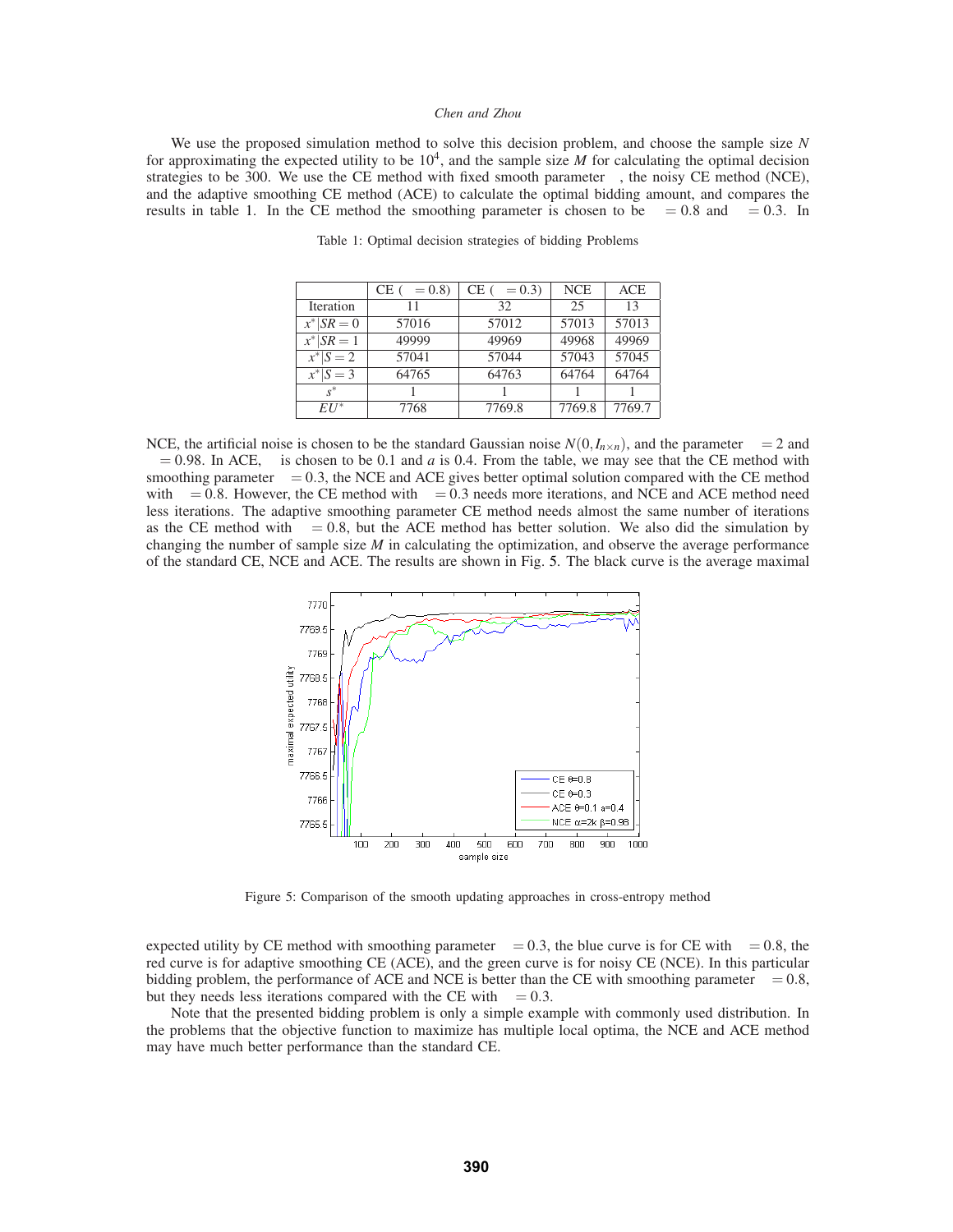We use the proposed simulation method to solve this decision problem, and choose the sample size $N$ for approximating the expected utility to be $10^4$, and the sample size $M$ for calculating the optimal decision strategies to be 300. We use the CE method with fixed smooth parameter , the noisy CE method (NCE), and the adaptive smoothing CE method (ACE) to calculate the optimal bidding amount, and compares the results in table 1. In the CE method the smoothing parameter is chosen to be $= 0.8$ and $= 0.3$. In

Table 1: Optimal decision strategies of bidding Problems

| | CE ( $= 0.8$) | CE ( $= 0.3$) | NCE | ACE |
|---|---|---|---|---|
| Iteration | 11 | 32 | 25 | 13 |
| $x^*\|SR = 0$ | 57016 | 57012 | 57013 | 57013 |
| $x^*\|SR = 1$ | 49999 | 49969 | 49968 | 49969 |
| $x^*\|S = 2$ | 57041 | 57044 | 57043 | 57045 |
| $x^*\|S = 3$ | 64765 | 64763 | 64764 | 64764 |
| $s^*$ | 1 | 1 | 1 | 1 |
| $EU^*$ | 7768 | 7769.8 | 7769.8 | 7769.7 |

NCE, the artificial noise is chosen to be the standard Gaussian noise $N(0, I_{n\times n})$, and the parameter $= 2$ and $= 0.98$. In ACE, is chosen to be 0.1 and $a$ is 0.4. From the table, we may see that the CE method with smoothing parameter $= 0.3$, the NCE and ACE gives better optimal solution compared with the CE method with $= 0.8$. However, the CE method with $= 0.3$ needs more iterations, and NCE and ACE method need less iterations. The adaptive smoothing parameter CE method needs almost the same number of iterations as the CE method with $= 0.8$, but the ACE method has better solution. We also did the simulation by changing the number of sample size $M$ in calculating the optimization, and observe the average performance of the standard CE, NCE and ACE. The results are shown in Fig. 5. The black curve is the average maximal

Figure 5: Comparison of the smooth updating approaches in cross-entropy method

expected utility by CE method with smoothing parameter $= 0.3$, the blue curve is for CE with $= 0.8$, the red curve is for adaptive smoothing CE (ACE), and the green curve is for noisy CE (NCE). In this particular bidding problem, the performance of ACE and NCE is better than the CE with smoothing parameter $= 0.8$, but they needs less iterations compared with the CE with $= 0.3$.

Note that the presented bidding problem is only a simple example with commonly used distribution. In the problems that the objective function to maximize has multiple local optima, the NCE and ACE method may have much better performance than the standard CE.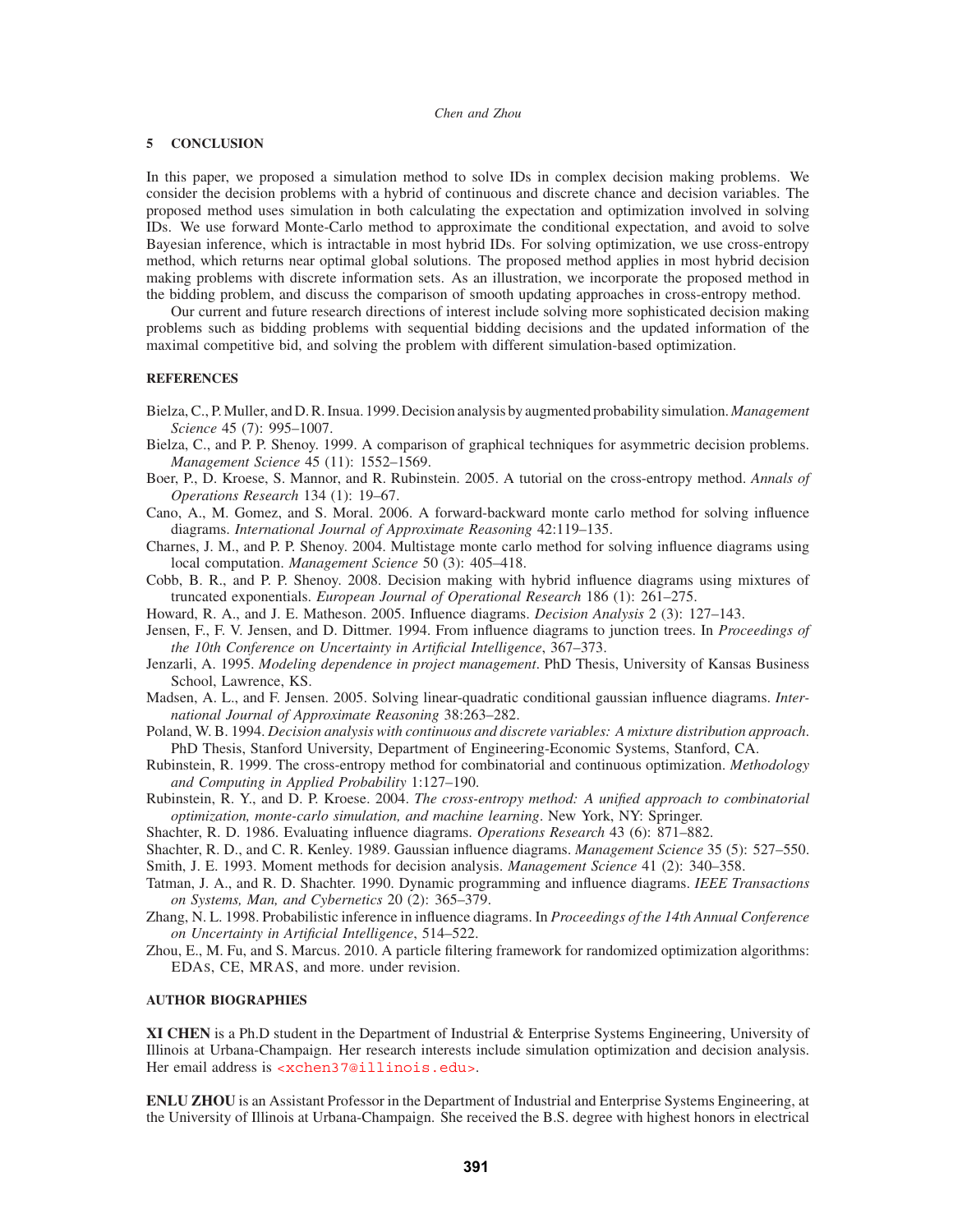## 5 CONCLUSION

In this paper, we proposed a simulation method to solve IDs in complex decision making problems. We consider the decision problems with a hybrid of continuous and discrete chance and decision variables. The proposed method uses simulation in both calculating the expectation and optimization involved in solving IDs. We use forward Monte-Carlo method to approximate the conditional expectation, and avoid to solve Bayesian inference, which is intractable in most hybrid IDs. For solving optimization, we use cross-entropy method, which returns near optimal global solutions. The proposed method applies in most hybrid decision making problems with discrete information sets. As an illustration, we incorporate the proposed method in the bidding problem, and discuss the comparison of smooth updating approaches in cross-entropy method.

Our current and future research directions of interest include solving more sophisticated decision making problems such as bidding problems with sequential bidding decisions and the updated information of the maximal competitive bid, and solving the problem with different simulation-based optimization.

## REFERENCES

Bielza, C., P. Muller, and D. R. Insua. 1999. Decision analysis by augmented probability simulation. *Management Science* 45 (7): 995–1007.

Bielza, C., and P. P. Shenoy. 1999. A comparison of graphical techniques for asymmetric decision problems. *Management Science* 45 (11): 1552–1569.

Boer, P., D. Kroese, S. Mannor, and R. Rubinstein. 2005. A tutorial on the cross-entropy method. *Annals of Operations Research* 134 (1): 19–67.

Cano, A., M. Gomez, and S. Moral. 2006. A forward-backward monte carlo method for solving influence diagrams. *International Journal of Approximate Reasoning* 42:119–135.

Charnes, J. M., and P. P. Shenoy. 2004. Multistage monte carlo method for solving influence diagrams using local computation. *Management Science* 50 (3): 405–418.

Cobb, B. R., and P. P. Shenoy. 2008. Decision making with hybrid influence diagrams using mixtures of truncated exponentials. *European Journal of Operational Research* 186 (1): 261–275.

Howard, R. A., and J. E. Matheson. 2005. Influence diagrams. *Decision Analysis* 2 (3): 127–143.

Jensen, F., F. V. Jensen, and D. Dittmer. 1994. From influence diagrams to junction trees. In *Proceedings of the 10th Conference on Uncertainty in Artificial Intelligence*, 367–373.

Jenzarli, A. 1995. *Modeling dependence in project management*. PhD Thesis, University of Kansas Business School, Lawrence, KS.

Madsen, A. L., and F. Jensen. 2005. Solving linear-quadratic conditional gaussian influence diagrams. *International Journal of Approximate Reasoning* 38:263–282.

Poland, W. B. 1994. *Decision analysis with continuous and discrete variables: A mixture distribution approach*. PhD Thesis, Stanford University, Department of Engineering-Economic Systems, Stanford, CA.

Rubinstein, R. 1999. The cross-entropy method for combinatorial and continuous optimization. *Methodology and Computing in Applied Probability* 1:127–190.

Rubinstein, R. Y., and D. P. Kroese. 2004. *The cross-entropy method: A unified approach to combinatorial optimization, monte-carlo simulation, and machine learning*. New York, NY: Springer.

Shachter, R. D. 1986. Evaluating influence diagrams. *Operations Research* 43 (6): 871–882.

Shachter, R. D., and C. R. Kenley. 1989. Gaussian influence diagrams. *Management Science* 35 (5): 527–550.

Smith, J. E. 1993. Moment methods for decision analysis. *Management Science* 41 (2): 340–358.

Tatman, J. A., and R. D. Shachter. 1990. Dynamic programming and influence diagrams. *IEEE Transactions on Systems, Man, and Cybernetics* 20 (2): 365–379.

Zhang, N. L. 1998. Probabilistic inference in influence diagrams. In *Proceedings of the 14th Annual Conference on Uncertainty in Artificial Intelligence*, 514–522.

Zhou, E., M. Fu, and S. Marcus. 2010. A particle filtering framework for randomized optimization algorithms: EDAs, CE, MRAS, and more. under revision.

## AUTHOR BIOGRAPHIES

**XI CHEN** is a Ph.D student in the Department of Industrial & Enterprise Systems Engineering, University of Illinois at Urbana-Champaign. Her research interests include simulation optimization and decision analysis. Her email address is <xchen37@illinois.edu>.

**ENLU ZHOU** is an Assistant Professor in the Department of Industrial and Enterprise Systems Engineering, at the University of Illinois at Urbana-Champaign. She received the B.S. degree with highest honors in electrical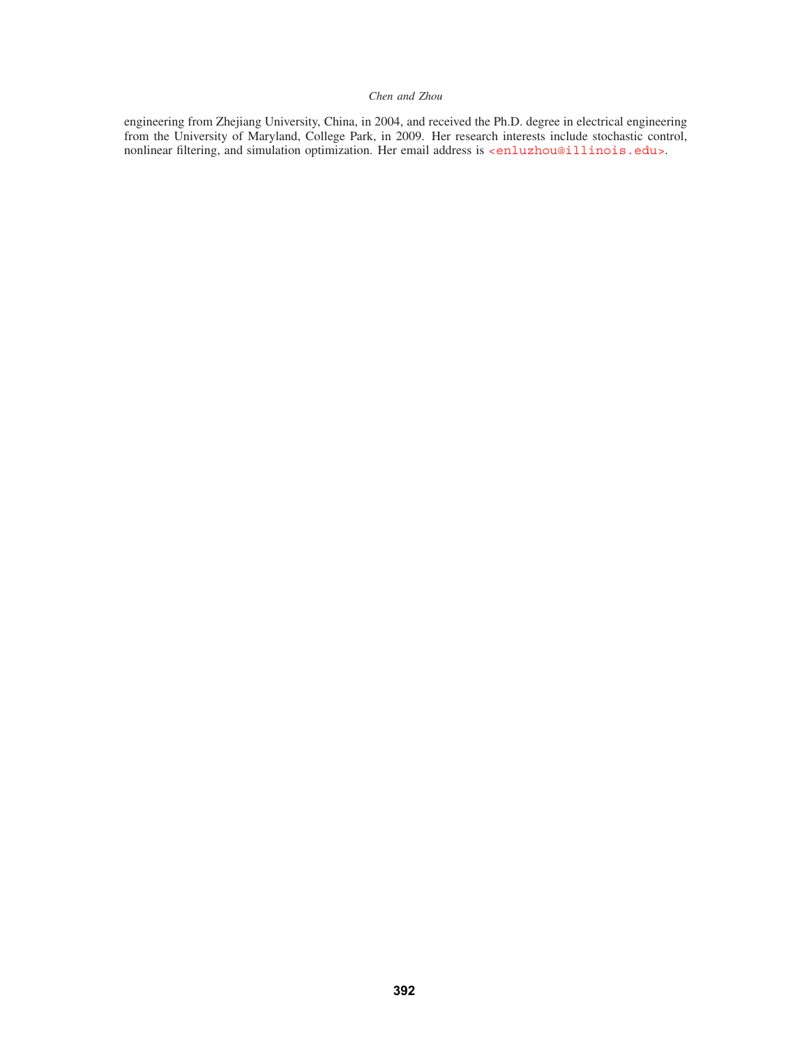engineering from Zhejiang University, China, in 2004, and received the Ph.D. degree in electrical engineering from the University of Maryland, College Park, in 2009. Her research interests include stochastic control, nonlinear filtering, and simulation optimization. Her email address is <enluzhou@illinois.edu>.